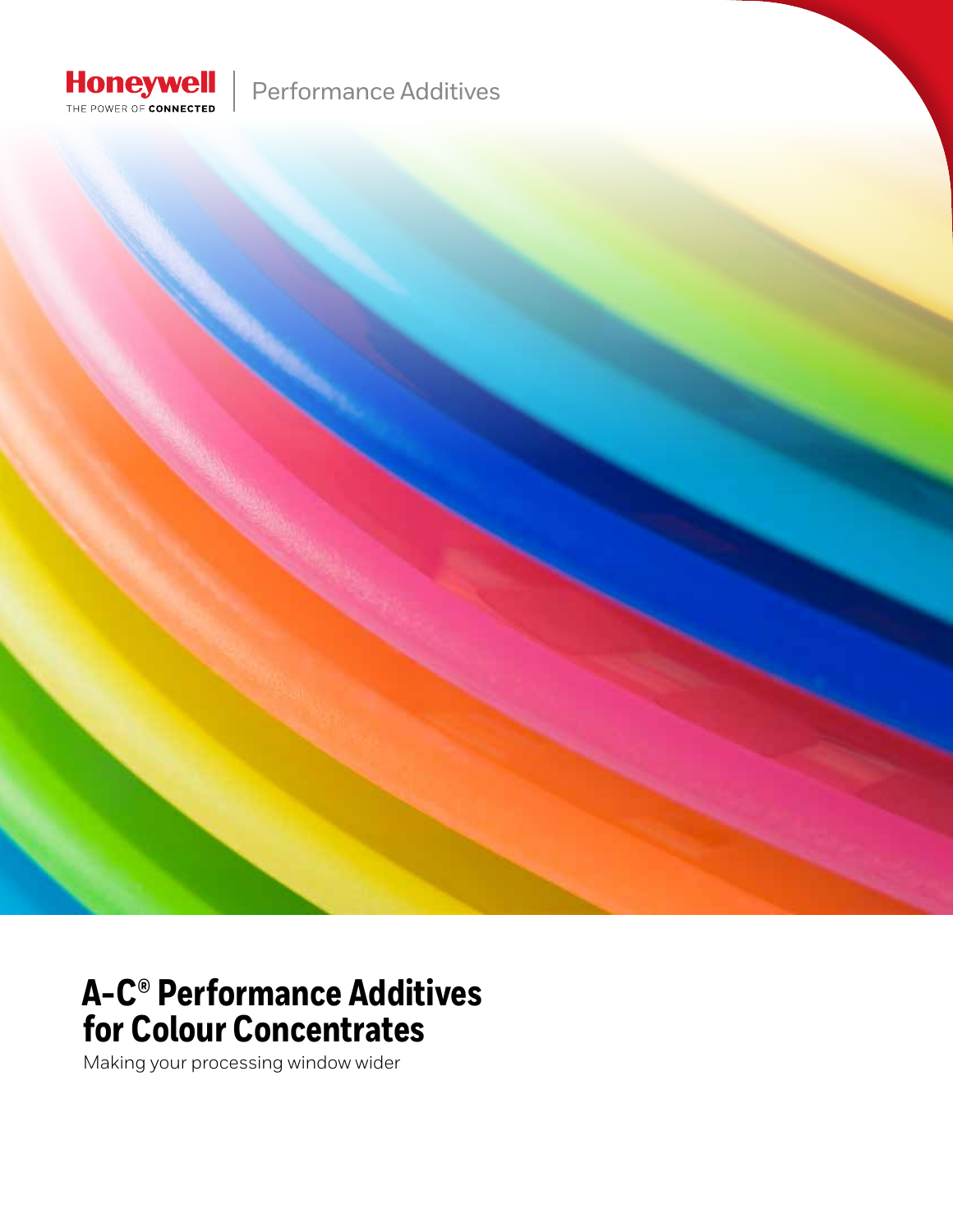Honeywell
THE POWER OF CONNECTED

Performance Additives

# A-C® Performance Additives for Colour Concentrates

Making your processing window wider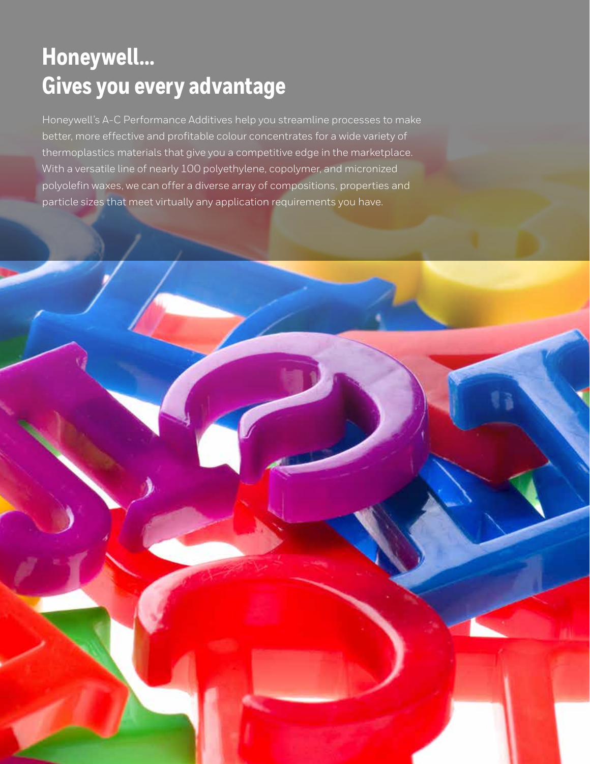# Honeywell... Gives you every advantage

Honeywell's A-C Performance Additives help you streamline processes to make better, more effective and profitable colour concentrates for a wide variety of thermoplastics materials that give you a competitive edge in the marketplace. With a versatile line of nearly 100 polyethylene, copolymer, and micronized polyolefin waxes, we can offer a diverse array of compositions, properties and particle sizes that meet virtually any application requirements you have.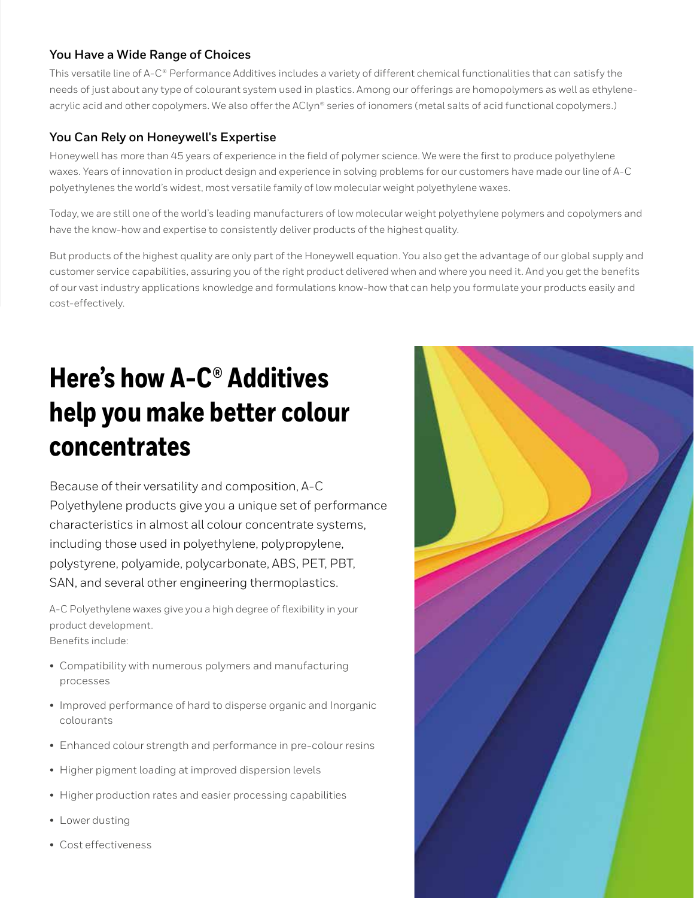### You Have a Wide Range of Choices

This versatile line of A-C® Performance Additives includes a variety of different chemical functionalities that can satisfy the needs of just about any type of colourant system used in plastics. Among our offerings are homopolymers as well as ethylene-acrylic acid and other copolymers. We also offer the AClyn® series of ionomers (metal salts of acid functional copolymers.)

### You Can Rely on Honeywell's Expertise

Honeywell has more than 45 years of experience in the field of polymer science. We were the first to produce polyethylene waxes. Years of innovation in product design and experience in solving problems for our customers have made our line of A-C polyethylenes the world's widest, most versatile family of low molecular weight polyethylene waxes.

Today, we are still one of the world's leading manufacturers of low molecular weight polyethylene polymers and copolymers and have the know-how and expertise to consistently deliver products of the highest quality.

But products of the highest quality are only part of the Honeywell equation. You also get the advantage of our global supply and customer service capabilities, assuring you of the right product delivered when and where you need it. And you get the benefits of our vast industry applications knowledge and formulations know-how that can help you formulate your products easily and cost-effectively.

# Here's how A-C® Additives help you make better colour concentrates

Because of their versatility and composition, A-C Polyethylene products give you a unique set of performance characteristics in almost all colour concentrate systems, including those used in polyethylene, polypropylene, polystyrene, polyamide, polycarbonate, ABS, PET, PBT, SAN, and several other engineering thermoplastics.

A-C Polyethylene waxes give you a high degree of flexibility in your product development.
Benefits include:

- Compatibility with numerous polymers and manufacturing processes
- Improved performance of hard to disperse organic and Inorganic colourants
- Enhanced colour strength and performance in pre-colour resins
- Higher pigment loading at improved dispersion levels
- Higher production rates and easier processing capabilities
- Lower dusting
- Cost effectiveness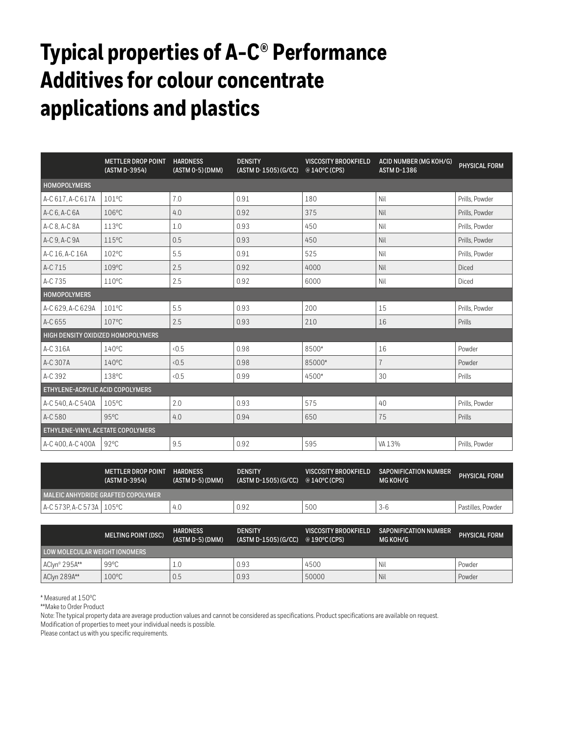# Typical properties of A-C® Performance Additives for colour concentrate applications and plastics

| | METTLER DROP POINT (ASTM D-3954) | HARDNESS (ASTM 0-5) (DMM) | DENSITY (ASTM D- 1505) (G/CC) | VISCOSITY BROOKFIELD @ 140°C (CPS) | ACID NUMBER (MG KOH/G) ASTM D-1386 | PHYSICAL FORM |
|---|---|---|---|---|---|---|
| **HOMOPOLYMERS** | | | | | | |
| A-C 617, A-C 617A | 101°C | 7.0 | 0.91 | 180 | Nil | Prills, Powder |
| A-C 6, A-C 6A | 106°C | 4.0 | 0.92 | 375 | Nil | Prills, Powder |
| A-C 8, A-C 8A | 113°C | 1.0 | 0.93 | 450 | Nil | Prills, Powder |
| A-C 9, A-C 9A | 115°C | 0.5 | 0.93 | 450 | Nil | Prills, Powder |
| A-C 16, A-C 16A | 102°C | 5.5 | 0.91 | 525 | Nil | Prills, Powder |
| A-C 715 | 109°C | 2.5 | 0.92 | 4000 | Nil | Diced |
| A-C 735 | 110°C | 2.5 | 0.92 | 6000 | Nil | Diced |
| **HOMOPOLYMERS** | | | | | | |
| A-C 629, A-C 629A | 101°C | 5.5 | 0.93 | 200 | 15 | Prills, Powder |
| A-C 655 | 107°C | 2.5 | 0.93 | 210 | 16 | Prills |
| **HIGH DENSITY OXIDIZED HOMOPOLYMERS** | | | | | | |
| A-C 316A | 140°C | <0.5 | 0.98 | 8500* | 16 | Powder |
| A-C 307A | 140°C | <0.5 | 0.98 | 85000* | 7 | Powder |
| A-C 392 | 138°C | <0.5 | 0.99 | 4500* | 30 | Prills |
| **ETHYLENE-ACRYLIC ACID COPOLYMERS** | | | | | | |
| A-C 540, A-C 540A | 105°C | 2.0 | 0.93 | 575 | 40 | Prills, Powder |
| A-C 580 | 95°C | 4.0 | 0.94 | 650 | 75 | Prills |
| **ETHYLENE-VINYL ACETATE COPOLYMERS** | | | | | | |
| A-C 400, A-C 400A | 92°C | 9.5 | 0.92 | 595 | VA 13% | Prills, Powder |

| | METTLER DROP POINT (ASTM D-3954) | HARDNESS (ASTM D-5) (DMM) | DENSITY (ASTM D-1505) (G/CC) | VISCOSITY BROOKFIELD @ 140°C (CPS) | SAPONIFICATION NUMBER MG KOH/G | PHYSICAL FORM |
|---|---|---|---|---|---|---|
| **MALEIC ANHYDRIDE GRAFTED COPOLYMER** | | | | | | |
| A-C 573P, A-C 573A | 105°C | 4.0 | 0.92 | 500 | 3-6 | Pastilles, Powder |

| | MELTING POINT (DSC) | HARDNESS (ASTM D-5) (DMM) | DENSITY (ASTM D-1505) (G/CC) | VISCOSITY BROOKFIELD @ 190°C (CPS) | SAPONIFICATION NUMBER MG KOH/G | PHYSICAL FORM |
|---|---|---|---|---|---|---|
| **LOW MOLECULAR WEIGHT IONOMERS** | | | | | | |
| AClyn® 295A** | 99°C | 1.0 | 0.93 | 4500 | Nil | Powder |
| AClyn 289A** | 100°C | 0.5 | 0.93 | 50000 | Nil | Powder |

* Measured at 150°C

**Make to Order Product

Note: The typical property data are average production values and cannot be considered as specifications. Product specifications are available on request.
Modification of properties to meet your individual needs is possible.
Please contact us with you specific requirements.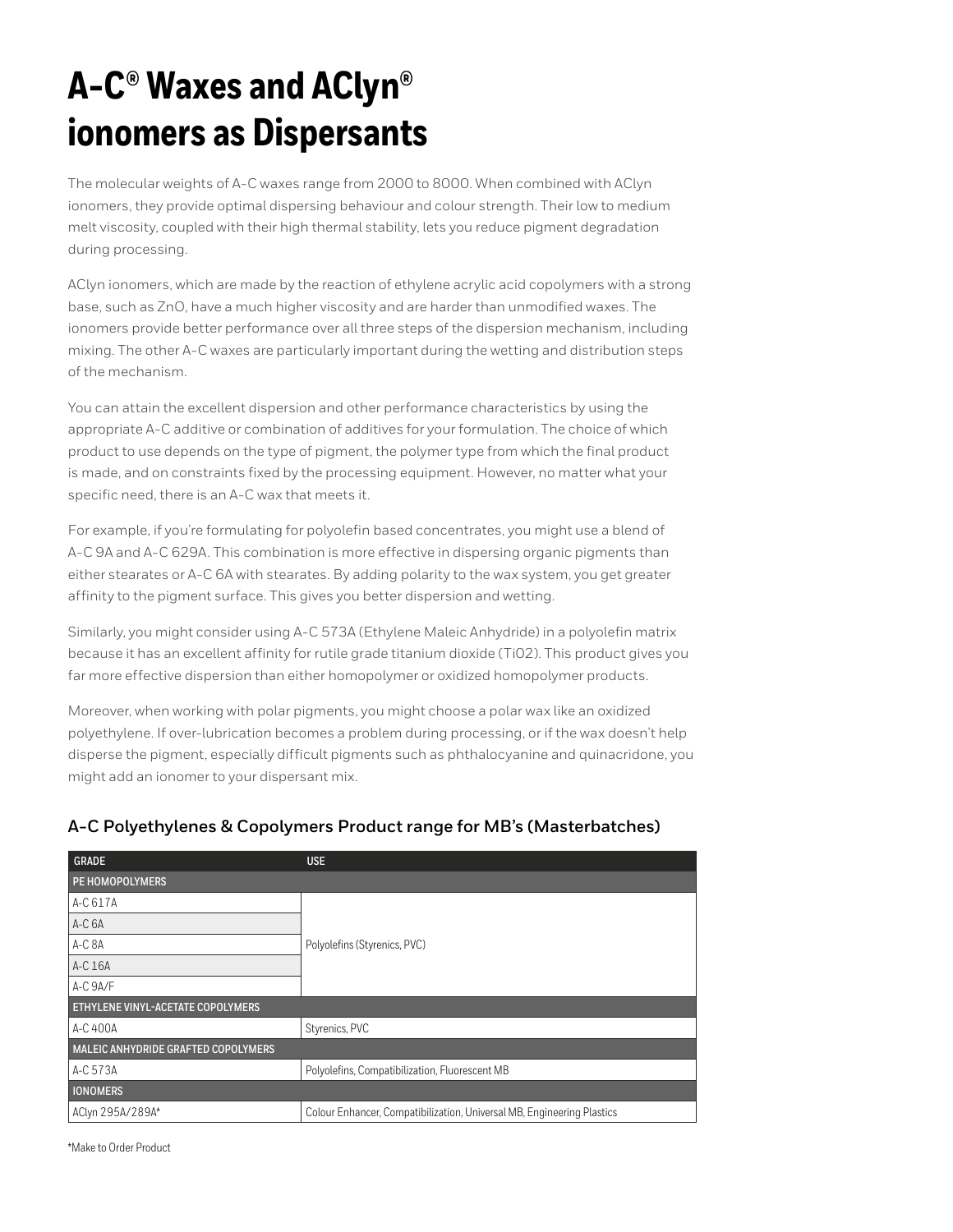# A-C® Waxes and AClyn® ionomers as Dispersants

The molecular weights of A-C waxes range from 2000 to 8000. When combined with AClyn ionomers, they provide optimal dispersing behaviour and colour strength. Their low to medium melt viscosity, coupled with their high thermal stability, lets you reduce pigment degradation during processing.

AClyn ionomers, which are made by the reaction of ethylene acrylic acid copolymers with a strong base, such as ZnO, have a much higher viscosity and are harder than unmodified waxes. The ionomers provide better performance over all three steps of the dispersion mechanism, including mixing. The other A-C waxes are particularly important during the wetting and distribution steps of the mechanism.

You can attain the excellent dispersion and other performance characteristics by using the appropriate A-C additive or combination of additives for your formulation. The choice of which product to use depends on the type of pigment, the polymer type from which the final product is made, and on constraints fixed by the processing equipment. However, no matter what your specific need, there is an A-C wax that meets it.

For example, if you're formulating for polyolefin based concentrates, you might use a blend of A-C 9A and A-C 629A. This combination is more effective in dispersing organic pigments than either stearates or A-C 6A with stearates. By adding polarity to the wax system, you get greater affinity to the pigment surface. This gives you better dispersion and wetting.

Similarly, you might consider using A-C 573A (Ethylene Maleic Anhydride) in a polyolefin matrix because it has an excellent affinity for rutile grade titanium dioxide ($TiO_2$). This product gives you far more effective dispersion than either homopolymer or oxidized homopolymer products.

Moreover, when working with polar pigments, you might choose a polar wax like an oxidized polyethylene. If over-lubrication becomes a problem during processing, or if the wax doesn't help disperse the pigment, especially difficult pigments such as phthalocyanine and quinacridone, you might add an ionomer to your dispersant mix.

## A-C Polyethylenes & Copolymers Product range for MB's (Masterbatches)

| GRADE | USE |
|---|---|
| **PE HOMOPOLYMERS** | |
| A-C 617A | Polyolefins (Styrenics, PVC) |
| A-C 6A | |
| A-C 8A | |
| A-C 16A | |
| A-C 9A/F | |
| **ETHYLENE VINYL-ACETATE COPOLYMERS** | |
| A-C 400A | Styrenics, PVC |
| **MALEIC ANHYDRIDE GRAFTED COPOLYMERS** | |
| A-C 573A | Polyolefins, Compatibilization, Fluorescent MB |
| **IONOMERS** | |
| AClyn 295A/289A* | Colour Enhancer, Compatibilization, Universal MB, Engineering Plastics |

*Make to Order Product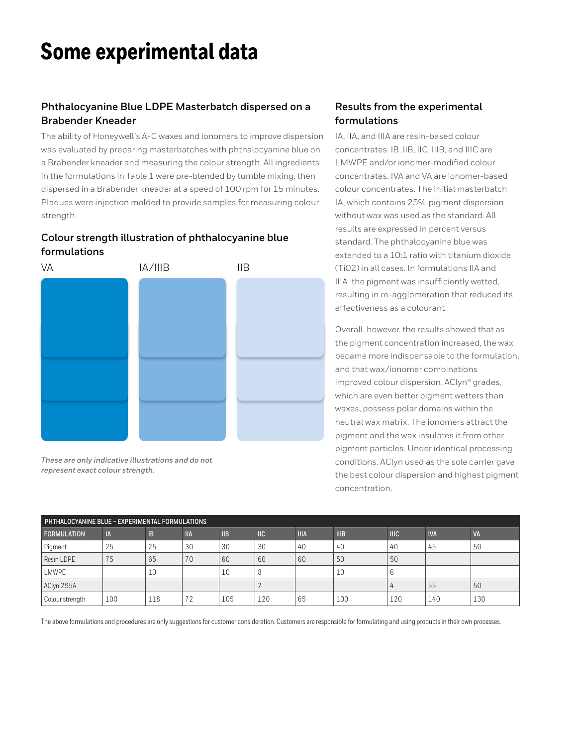# Some experimental data

## Phthalocyanine Blue LDPE Masterbatch dispersed on a Brabender Kneader

The ability of Honeywell's A-C waxes and ionomers to improve dispersion was evaluated by preparing masterbatches with phthalocyanine blue on a Brabender kneader and measuring the colour strength. All ingredients in the formulations in Table 1 were pre-blended by tumble mixing, then dispersed in a Brabender kneader at a speed of 100 rpm for 15 minutes. Plaques were injection molded to provide samples for measuring colour strength.

## Colour strength illustration of phthalocyanine blue formulations

VA IA/IIIB IIB

*These are only indicative illustrations and do not represent exact colour strength.*

## Results from the experimental formulations

IA, IIA, and IIIA are resin-based colour concentrates. IB, IIB, IIC, IIIB, and IIIC are LMWPE and/or ionomer-modified colour concentrates. IVA and VA are ionomer-based colour concentrates. The initial masterbatch IA, which contains 25% pigment dispersion without wax was used as the standard. All results are expressed in percent versus standard. The phthalocyanine blue was extended to a 10:1 ratio with titanium dioxide ($TiO_2$) in all cases. In formulations IIA and IIIA, the pigment was insufficiently wetted, resulting in re-agglomeration that reduced its effectiveness as a colourant.

Overall, however, the results showed that as the pigment concentration increased, the wax became more indispensable to the formulation, and that wax/ionomer combinations improved colour dispersion. AClyn® grades, which are even better pigment wetters than waxes, possess polar domains within the neutral wax matrix. The ionomers attract the pigment and the wax insulates it from other pigment particles. Under identical processing conditions. AClyn used as the sole carrier gave the best colour dispersion and highest pigment concentration.

| PHTHALOCYANINE BLUE – EXPERIMENTAL FORMULATIONS | | | | | | | | | | |
|---|---|---|---|---|---|---|---|---|---|---|
| FORMULATION | IA | IB | IIA | IIB | IIC | IIIA | IIIB | IIIC | IVA | VA |
| Pigment | 25 | 25 | 30 | 30 | 30 | 40 | 40 | 40 | 45 | 50 |
| Resin LDPE | 75 | 65 | 70 | 60 | 60 | 60 | 50 | 50 | | |
| LMWPE | | 10 | | 10 | 8 | | 10 | 6 | | |
| AClyn 295A | | | | | 2 | | | 4 | 55 | 50 |
| Colour strength | 100 | 118 | 72 | 105 | 120 | 65 | 100 | 120 | 140 | 130 |

The above formulations and procedures are only suggestions for customer consideration. Customers are responsible for formulating and using products in their own processes.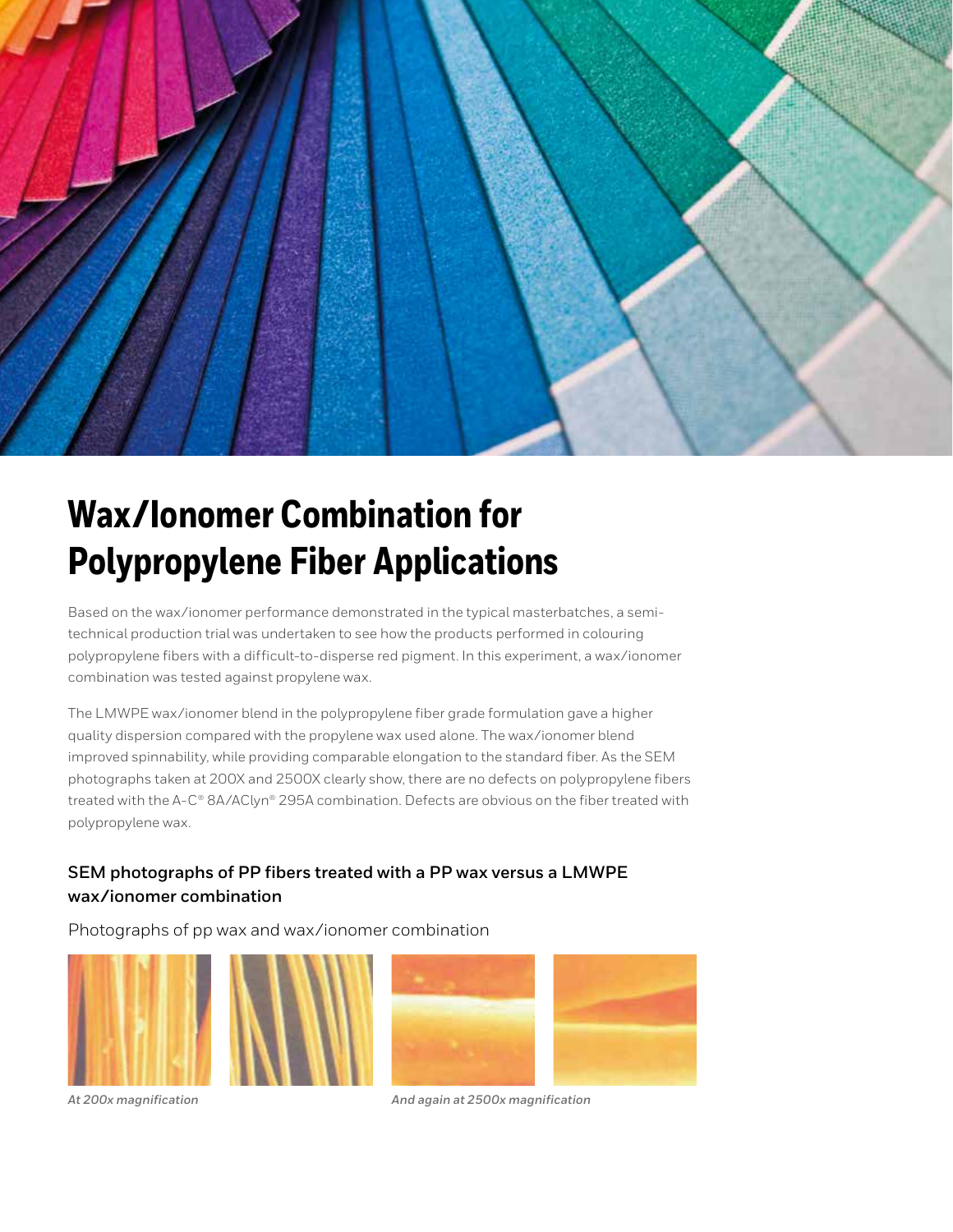# Wax/Ionomer Combination for Polypropylene Fiber Applications

Based on the wax/ionomer performance demonstrated in the typical masterbatches, a semi-technical production trial was undertaken to see how the products performed in colouring polypropylene fibers with a difficult-to-disperse red pigment. In this experiment, a wax/ionomer combination was tested against propylene wax.

The LMWPE wax/ionomer blend in the polypropylene fiber grade formulation gave a higher quality dispersion compared with the propylene wax used alone. The wax/ionomer blend improved spinnability, while providing comparable elongation to the standard fiber. As the SEM photographs taken at 200X and 2500X clearly show, there are no defects on polypropylene fibers treated with the A-C® 8A/AClyn® 295A combination. Defects are obvious on the fiber treated with polypropylene wax.

### SEM photographs of PP fibers treated with a PP wax versus a LMWPE wax/ionomer combination

Photographs of pp wax and wax/ionomer combination

*At 200x magnification*

*And again at 2500x magnification*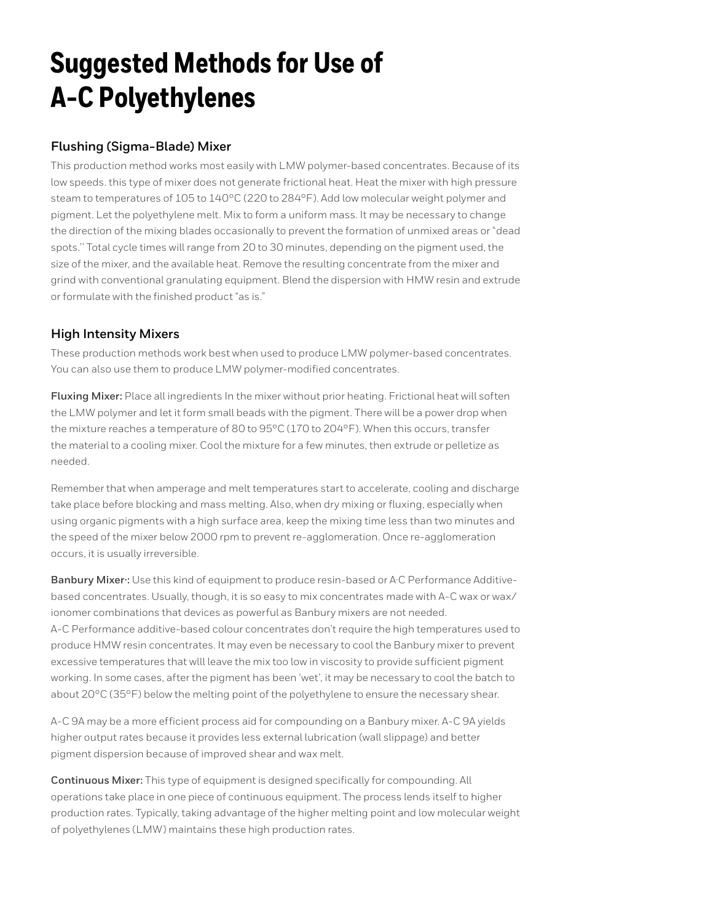# Suggested Methods for Use of A-C Polyethylenes

### Flushing (Sigma-Blade) Mixer

This production method works most easily with LMW polymer-based concentrates. Because of its low speeds. this type of mixer does not generate frictional heat. Heat the mixer with high pressure steam to temperatures of 105 to 140°C (220 to 284°F). Add low molecular weight polymer and pigment. Let the polyethylene melt. Mix to form a uniform mass. It may be necessary to change the direction of the mixing blades occasionally to prevent the formation of unmixed areas or "dead spots.'' Total cycle times will range from 20 to 30 minutes, depending on the pigment used, the size of the mixer, and the available heat. Remove the resulting concentrate from the mixer and grind with conventional granulating equipment. Blend the dispersion with HMW resin and extrude or formulate with the finished product "as is."

### High Intensity Mixers

These production methods work best when used to produce LMW polymer-based concentrates. You can also use them to produce LMW polymer-modified concentrates.

**Fluxing Mixer:** Place all ingredients In the mixer without prior heating. Frictional heat will soften the LMW polymer and let it form small beads with the pigment. There will be a power drop when the mixture reaches a temperature of 80 to 95°C (170 to 204°F). When this occurs, transfer the material to a cooling mixer. Cool the mixture for a few minutes, then extrude or pelletize as needed.

Remember that when amperage and melt temperatures start to accelerate, cooling and discharge take place before blocking and mass melting. Also, when dry mixing or fluxing, especially when using organic pigments with a high surface area, keep the mixing time less than two minutes and the speed of the mixer below 2000 rpm to prevent re-agglomeration. Once re-agglomeration occurs, it is usually irreversible.

**Banbury Mixer·:** Use this kind of equipment to produce resin-based or A·C Performance Additive-based concentrates. Usually, though, it is so easy to mix concentrates made with A-C wax or wax/ionomer combinations that devices as powerful as Banbury mixers are not needed.
A-C Performance additive-based colour concentrates don't require the high temperatures used to produce HMW resin concentrates. It may even be necessary to cool the Banbury mixer to prevent excessive temperatures that wlll leave the mix too low in viscosity to provide sufficient pigment working. In some cases, after the pigment has been 'wet', it may be necessary to cool the batch to about 20°C (35°F) below the melting point of the polyethylene to ensure the necessary shear.

A-C 9A may be a more efficient process aid for compounding on a Banbury mixer. A-C 9A yields higher output rates because it provides less external lubrication (wall slippage) and better pigment dispersion because of improved shear and wax melt.

**Continuous Mixer:** This type of equipment is designed specifically for compounding. All operations take place in one piece of continuous equipment. The process lends itself to higher production rates. Typically, taking advantage of the higher melting point and low molecular weight of polyethylenes (LMW) maintains these high production rates.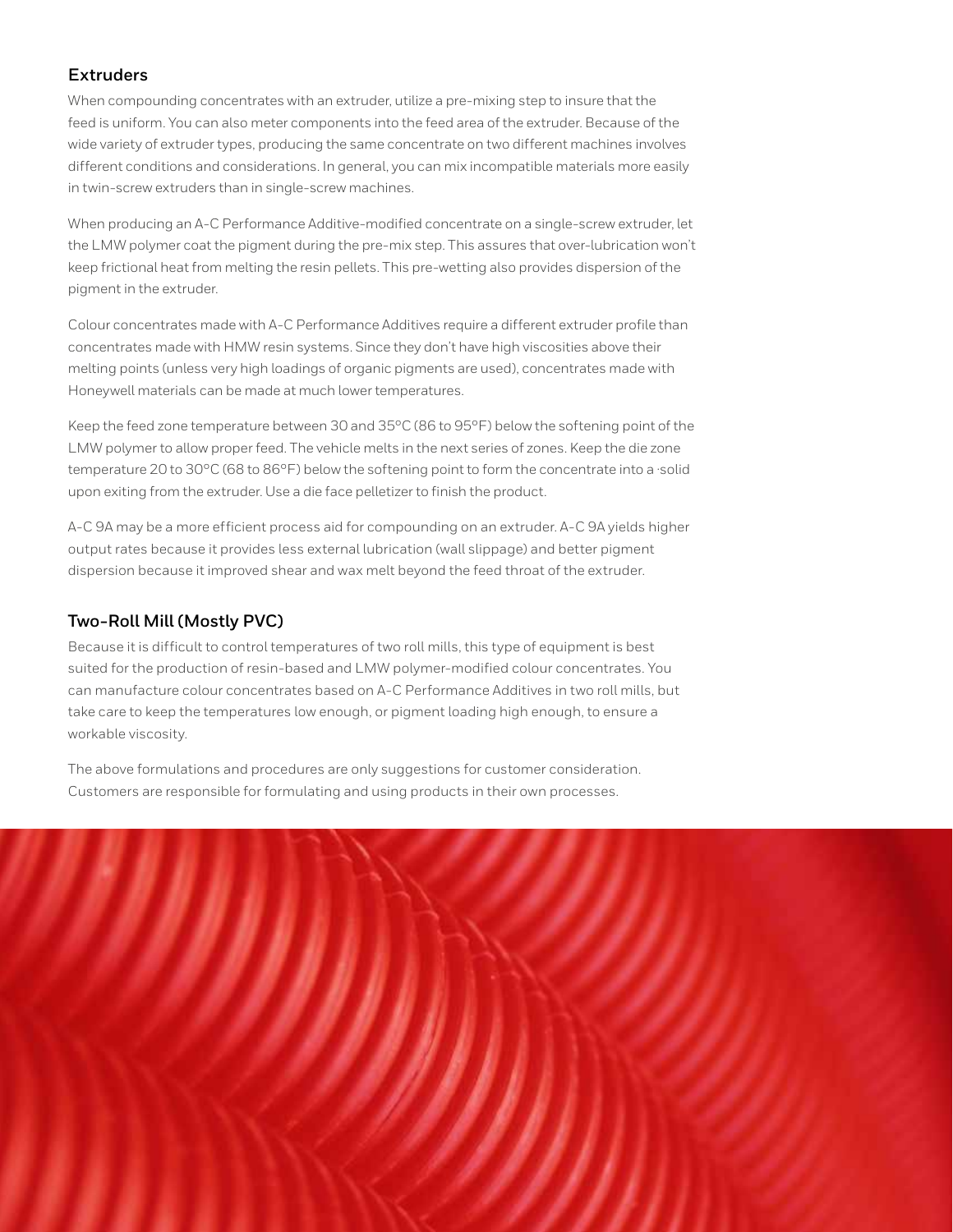### Extruders

When compounding concentrates with an extruder, utilize a pre-mixing step to insure that the feed is uniform. You can also meter components into the feed area of the extruder. Because of the wide variety of extruder types, producing the same concentrate on two different machines involves different conditions and considerations. In general, you can mix incompatible materials more easily in twin-screw extruders than in single-screw machines.

When producing an A-C Performance Additive-modified concentrate on a single-screw extruder, let the LMW polymer coat the pigment during the pre-mix step. This assures that over-lubrication won't keep frictional heat from melting the resin pellets. This pre-wetting also provides dispersion of the pigment in the extruder.

Colour concentrates made with A-C Performance Additives require a different extruder profile than concentrates made with HMW resin systems. Since they don't have high viscosities above their melting points (unless very high loadings of organic pigments are used), concentrates made with Honeywell materials can be made at much lower temperatures.

Keep the feed zone temperature between 30 and 35°C (86 to 95°F) below the softening point of the LMW polymer to allow proper feed. The vehicle melts in the next series of zones. Keep the die zone temperature 20 to 30°C (68 to 86°F) below the softening point to form the concentrate into a ·solid upon exiting from the extruder. Use a die face pelletizer to finish the product.

A-C 9A may be a more efficient process aid for compounding on an extruder. A-C 9A yields higher output rates because it provides less external lubrication (wall slippage) and better pigment dispersion because it improved shear and wax melt beyond the feed throat of the extruder.

### Two-Roll Mill (Mostly PVC)

Because it is difficult to control temperatures of two roll mills, this type of equipment is best suited for the production of resin-based and LMW polymer-modified colour concentrates. You can manufacture colour concentrates based on A-C Performance Additives in two roll mills, but take care to keep the temperatures low enough, or pigment loading high enough, to ensure a workable viscosity.

The above formulations and procedures are only suggestions for customer consideration. Customers are responsible for formulating and using products in their own processes.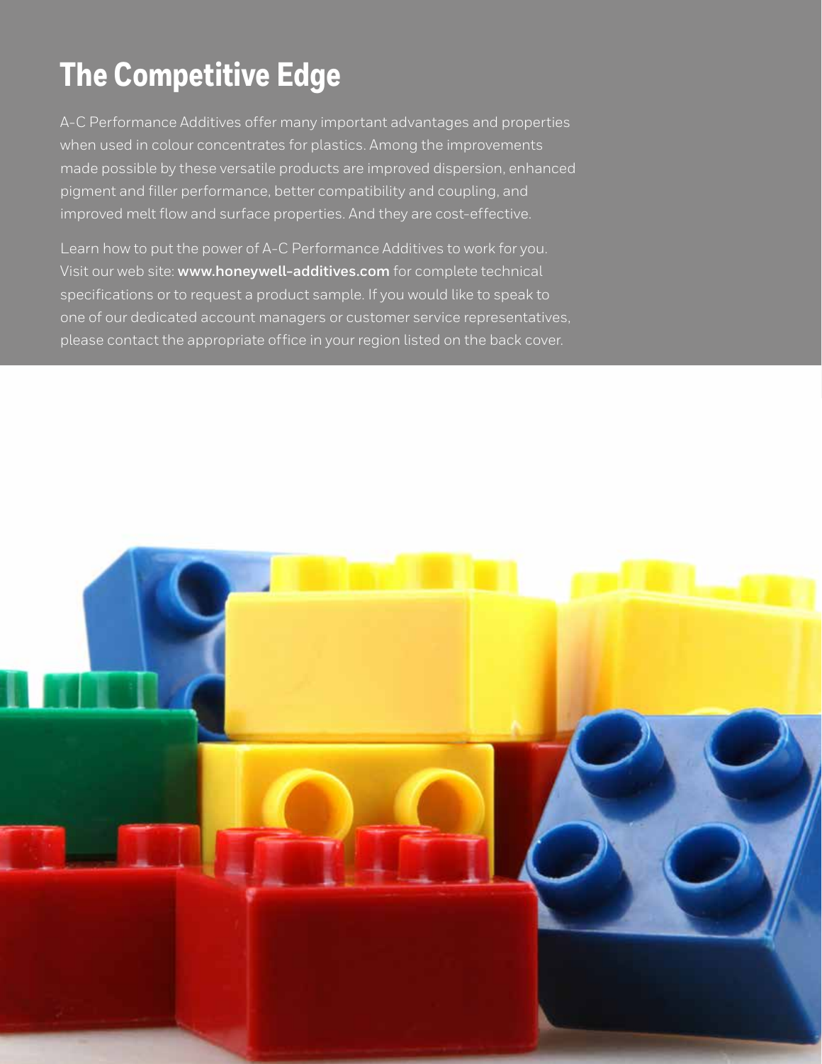# The Competitive Edge

A-C Performance Additives offer many important advantages and properties when used in colour concentrates for plastics. Among the improvements made possible by these versatile products are improved dispersion, enhanced pigment and filler performance, better compatibility and coupling, and improved melt flow and surface properties. And they are cost-effective.

Learn how to put the power of A-C Performance Additives to work for you. Visit our web site: **www.honeywell-additives.com** for complete technical specifications or to request a product sample. If you would like to speak to one of our dedicated account managers or customer service representatives, please contact the appropriate office in your region listed on the back cover.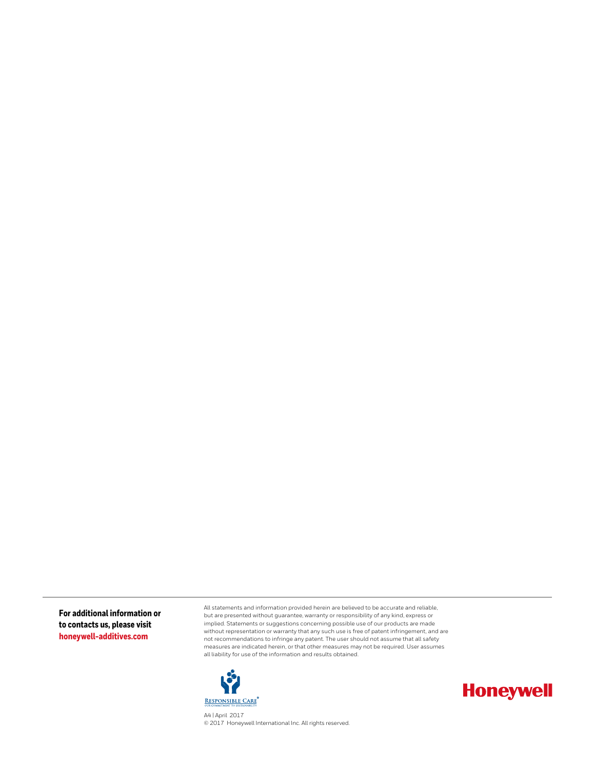**For additional information or to contacts us, please visit**
**honeywell-additives.com**

All statements and information provided herein are believed to be accurate and reliable, but are presented without guarantee, warranty or responsibility of any kind, express or implied. Statements or suggestions concerning possible use of our products are made without representation or warranty that any such use is free of patent infringement, and are not recommendations to infringe any patent. The user should not assume that all safety measures are indicated herein, or that other measures may not be required. User assumes all liability for use of the information and results obtained.

Responsible Care®
Our commitment to sustainability

Honeywell

A4 | April 2017
© 2017 Honeywell International Inc. All rights reserved.